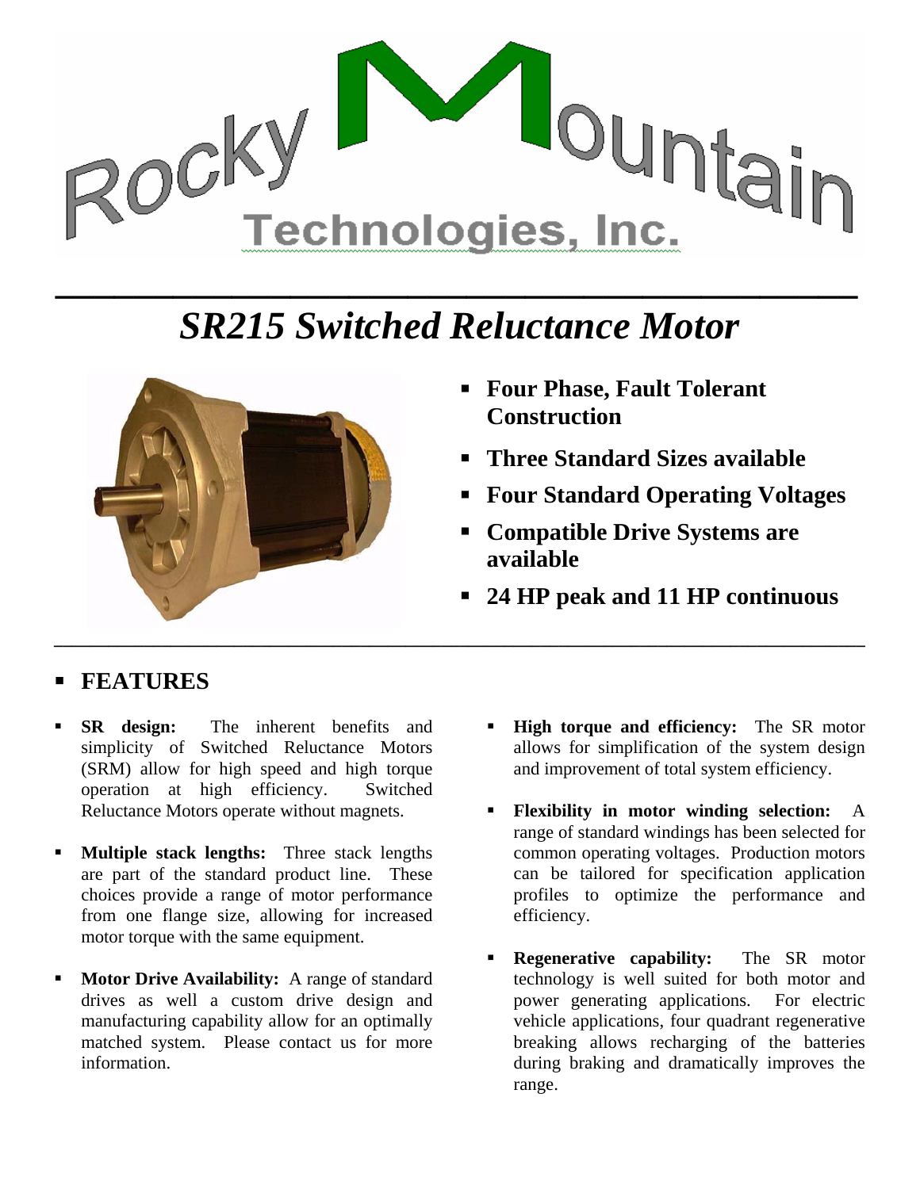Rocky Mountain Technologies, Inc.

# *SR215 Switched Reluctance Motor*

- **Four Phase, Fault Tolerant Construction**
- **Three Standard Sizes available**
- **Four Standard Operating Voltages**
- **Compatible Drive Systems are available**
- **24 HP peak and 11 HP continuous**

## FEATURES

- **SR design:** The inherent benefits and simplicity of Switched Reluctance Motors (SRM) allow for high speed and high torque operation at high efficiency. Switched Reluctance Motors operate without magnets.

- **Multiple stack lengths:** Three stack lengths are part of the standard product line. These choices provide a range of motor performance from one flange size, allowing for increased motor torque with the same equipment.

- **Motor Drive Availability:** A range of standard drives as well a custom drive design and manufacturing capability allow for an optimally matched system. Please contact us for more information.

- **High torque and efficiency:** The SR motor allows for simplification of the system design and improvement of total system efficiency.

- **Flexibility in motor winding selection:** A range of standard windings has been selected for common operating voltages. Production motors can be tailored for specification application profiles to optimize the performance and efficiency.

- **Regenerative capability:** The SR motor technology is well suited for both motor and power generating applications. For electric vehicle applications, four quadrant regenerative breaking allows recharging of the batteries during braking and dramatically improves the range.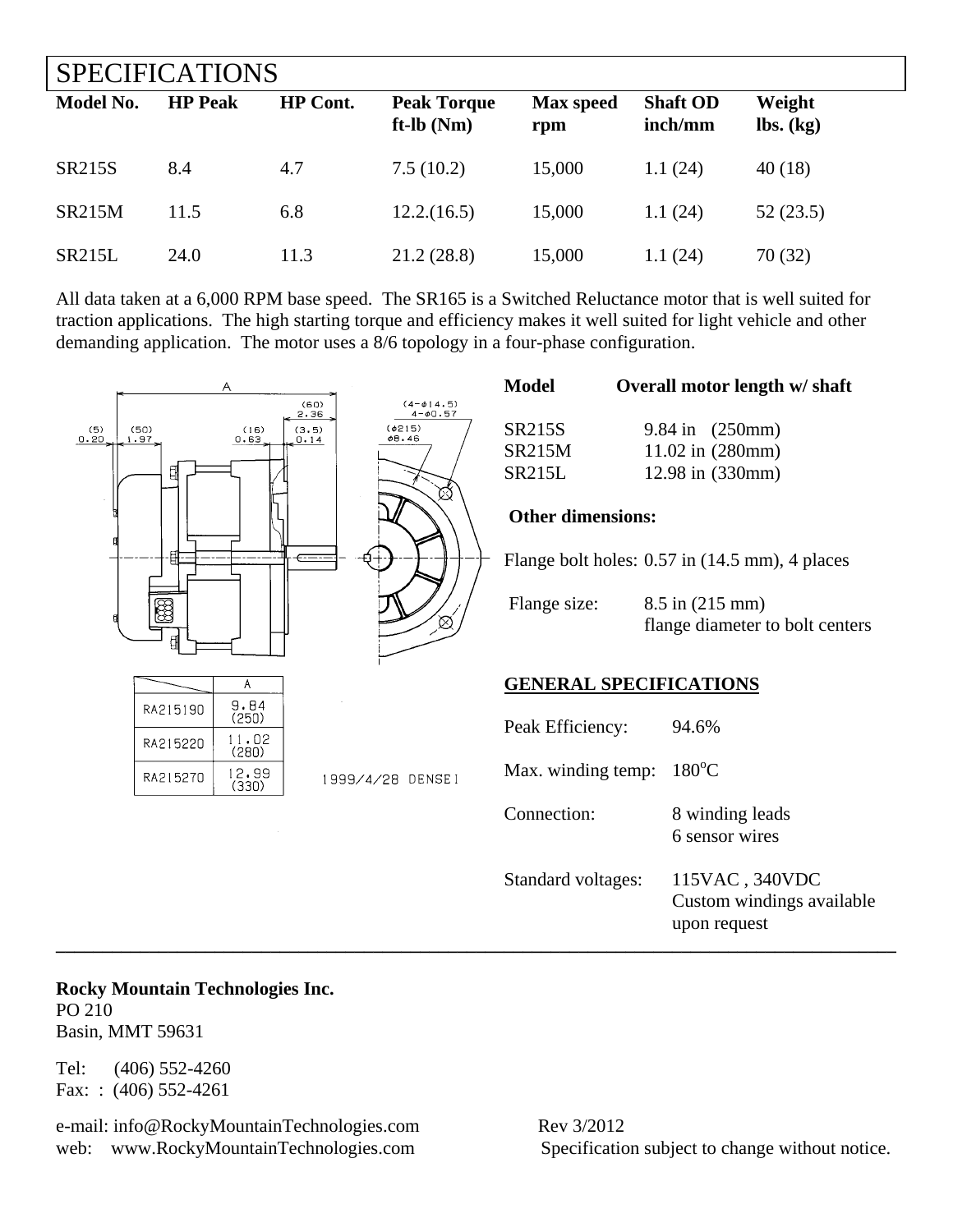# SPECIFICATIONS

| Model No. | HP Peak | HP Cont. | Peak Torque ft-lb (Nm) | Max speed rpm | Shaft OD inch/mm | Weight lbs. (kg) |
|---|---|---|---|---|---|---|
| SR215S | 8.4 | 4.7 | 7.5 (10.2) | 15,000 | 1.1 (24) | 40 (18) |
| SR215M | 11.5 | 6.8 | 12.2.(16.5) | 15,000 | 1.1 (24) | 52 (23.5) |
| SR215L | 24.0 | 11.3 | 21.2 (28.8) | 15,000 | 1.1 (24) | 70 (32) |

All data taken at a 6,000 RPM base speed. The SR165 is a Switched Reluctance motor that is well suited for traction applications. The high starting torque and efficiency makes it well suited for light vehicle and other demanding application. The motor uses a 8/6 topology in a four-phase configuration.

A
(60) 2.36
(5) 0.20
(50) 1.97
(16) 0.63
(3.5) 0.14
(4-ϕ14.5) 4-ϕ0.57
(ϕ215) ϕ8.46

| | A |
|---|---|
| RA215190 | 9.84 (250) |
| RA215220 | 11.02 (280) |
| RA215270 | 12.99 (330) |

1999/4/28 DENSEI

| Model | Overall motor length w/ shaft |
|---|---|
| SR215S | 9.84 in (250mm) |
| SR215M | 11.02 in (280mm) |
| SR215L | 12.98 in (330mm) |

**Other dimensions:**

Flange bolt holes: 0.57 in (14.5 mm), 4 places

Flange size: 8.5 in (215 mm) flange diameter to bolt centers

## GENERAL SPECIFICATIONS

Peak Efficiency: 94.6%

Max. winding temp: 180°C

Connection: 8 winding leads
6 sensor wires

Standard voltages: 115VAC , 340VDC
Custom windings available upon request

---

**Rocky Mountain Technologies Inc.**
PO 210
Basin, MMT 59631

Tel: (406) 552-4260
Fax: : (406) 552-4261

e-mail: info@RockyMountainTechnologies.com
web: www.RockyMountainTechnologies.com

Rev 3/2012
Specification subject to change without notice.